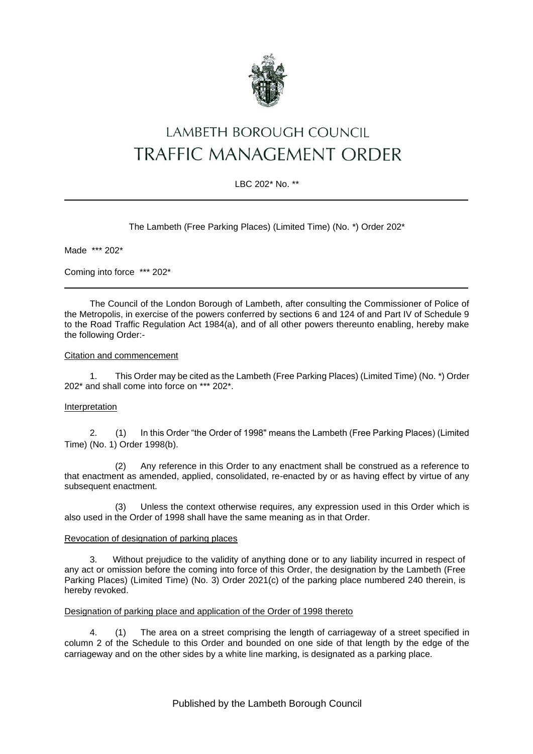# LAMBETH BOROUGH COUNCIL
# TRAFFIC MANAGEMENT ORDER

LBC 202* No. **

---

The Lambeth (Free Parking Places) (Limited Time) (No. *) Order 202*

Made *** 202*

Coming into force *** 202*

---

The Council of the London Borough of Lambeth, after consulting the Commissioner of Police of the Metropolis, in exercise of the powers conferred by sections 6 and 124 of and Part IV of Schedule 9 to the Road Traffic Regulation Act 1984(a), and of all other powers thereunto enabling, hereby make the following Order:-

## Citation and commencement

1. This Order may be cited as the Lambeth (Free Parking Places) (Limited Time) (No. *) Order 202* and shall come into force on *** 202*.

## Interpretation

2. (1) In this Order "the Order of 1998" means the Lambeth (Free Parking Places) (Limited Time) (No. 1) Order 1998(b).

(2) Any reference in this Order to any enactment shall be construed as a reference to that enactment as amended, applied, consolidated, re-enacted by or as having effect by virtue of any subsequent enactment.

(3) Unless the context otherwise requires, any expression used in this Order which is also used in the Order of 1998 shall have the same meaning as in that Order.

## Revocation of designation of parking places

3. Without prejudice to the validity of anything done or to any liability incurred in respect of any act or omission before the coming into force of this Order, the designation by the Lambeth (Free Parking Places) (Limited Time) (No. 3) Order 2021(c) of the parking place numbered 240 therein, is hereby revoked.

## Designation of parking place and application of the Order of 1998 thereto

4. (1) The area on a street comprising the length of carriageway of a street specified in column 2 of the Schedule to this Order and bounded on one side of that length by the edge of the carriageway and on the other sides by a white line marking, is designated as a parking place.

Published by the Lambeth Borough Council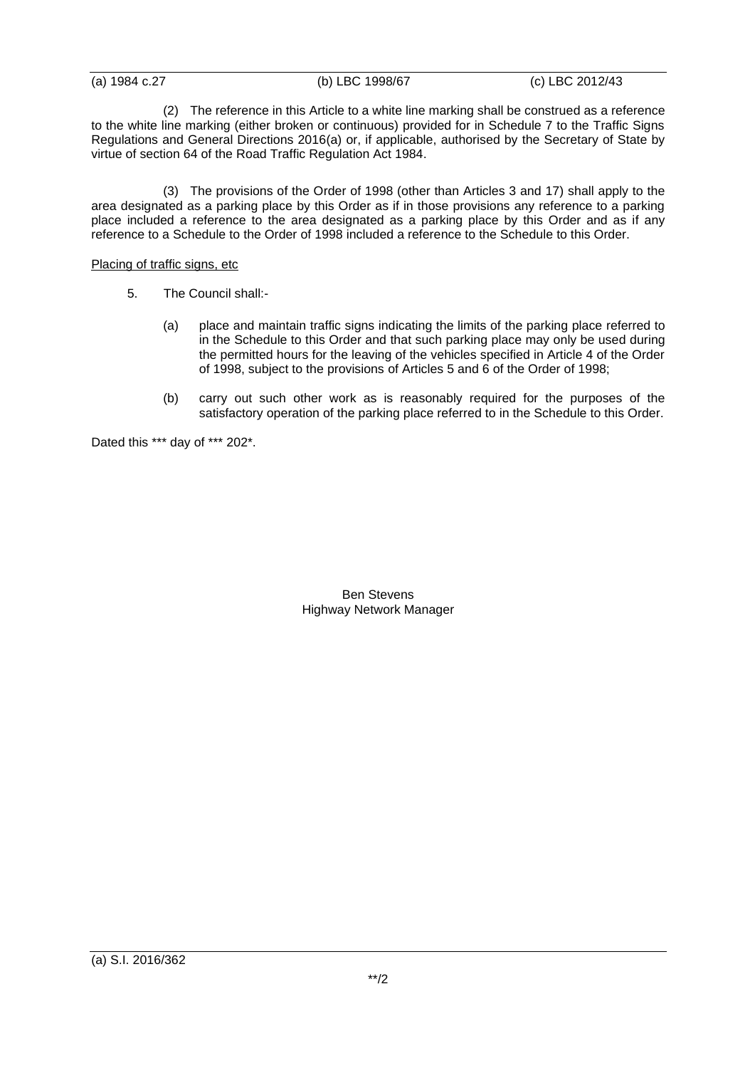(a) 1984 c.27 (b) LBC 1998/67 (c) LBC 2012/43

(2) The reference in this Article to a white line marking shall be construed as a reference to the white line marking (either broken or continuous) provided for in Schedule 7 to the Traffic Signs Regulations and General Directions 2016(a) or, if applicable, authorised by the Secretary of State by virtue of section 64 of the Road Traffic Regulation Act 1984.

(3) The provisions of the Order of 1998 (other than Articles 3 and 17) shall apply to the area designated as a parking place by this Order as if in those provisions any reference to a parking place included a reference to the area designated as a parking place by this Order and as if any reference to a Schedule to the Order of 1998 included a reference to the Schedule to this Order.

Placing of traffic signs, etc

5. The Council shall:-

   (a) place and maintain traffic signs indicating the limits of the parking place referred to in the Schedule to this Order and that such parking place may only be used during the permitted hours for the leaving of the vehicles specified in Article 4 of the Order of 1998, subject to the provisions of Articles 5 and 6 of the Order of 1998;

   (b) carry out such other work as is reasonably required for the purposes of the satisfactory operation of the parking place referred to in the Schedule to this Order.

Dated this *** day of *** 202*.

Ben Stevens
Highway Network Manager

(a) S.I. 2016/362

**/2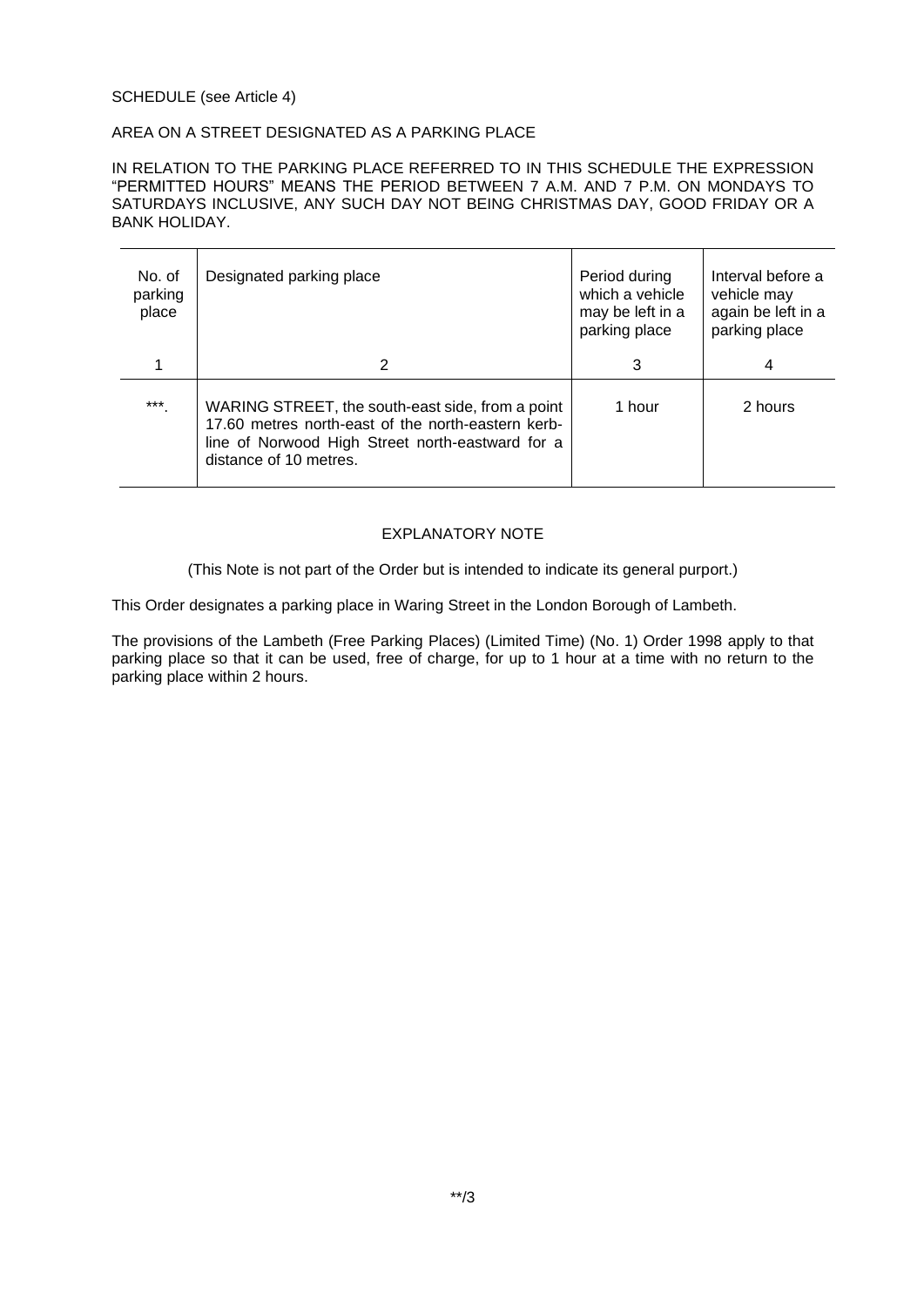SCHEDULE (see Article 4)

AREA ON A STREET DESIGNATED AS A PARKING PLACE

IN RELATION TO THE PARKING PLACE REFERRED TO IN THIS SCHEDULE THE EXPRESSION "PERMITTED HOURS" MEANS THE PERIOD BETWEEN 7 A.M. AND 7 P.M. ON MONDAYS TO SATURDAYS INCLUSIVE, ANY SUCH DAY NOT BEING CHRISTMAS DAY, GOOD FRIDAY OR A BANK HOLIDAY.

| No. of parking place | Designated parking place | Period during which a vehicle may be left in a parking place | Interval before a vehicle may again be left in a parking place |
|---|---|---|---|
| 1 | 2 | 3 | 4 |
| ***. | WARING STREET, the south-east side, from a point 17.60 metres north-east of the north-eastern kerb-line of Norwood High Street north-eastward for a distance of 10 metres. | 1 hour | 2 hours |

EXPLANATORY NOTE

(This Note is not part of the Order but is intended to indicate its general purport.)

This Order designates a parking place in Waring Street in the London Borough of Lambeth.

The provisions of the Lambeth (Free Parking Places) (Limited Time) (No. 1) Order 1998 apply to that parking place so that it can be used, free of charge, for up to 1 hour at a time with no return to the parking place within 2 hours.